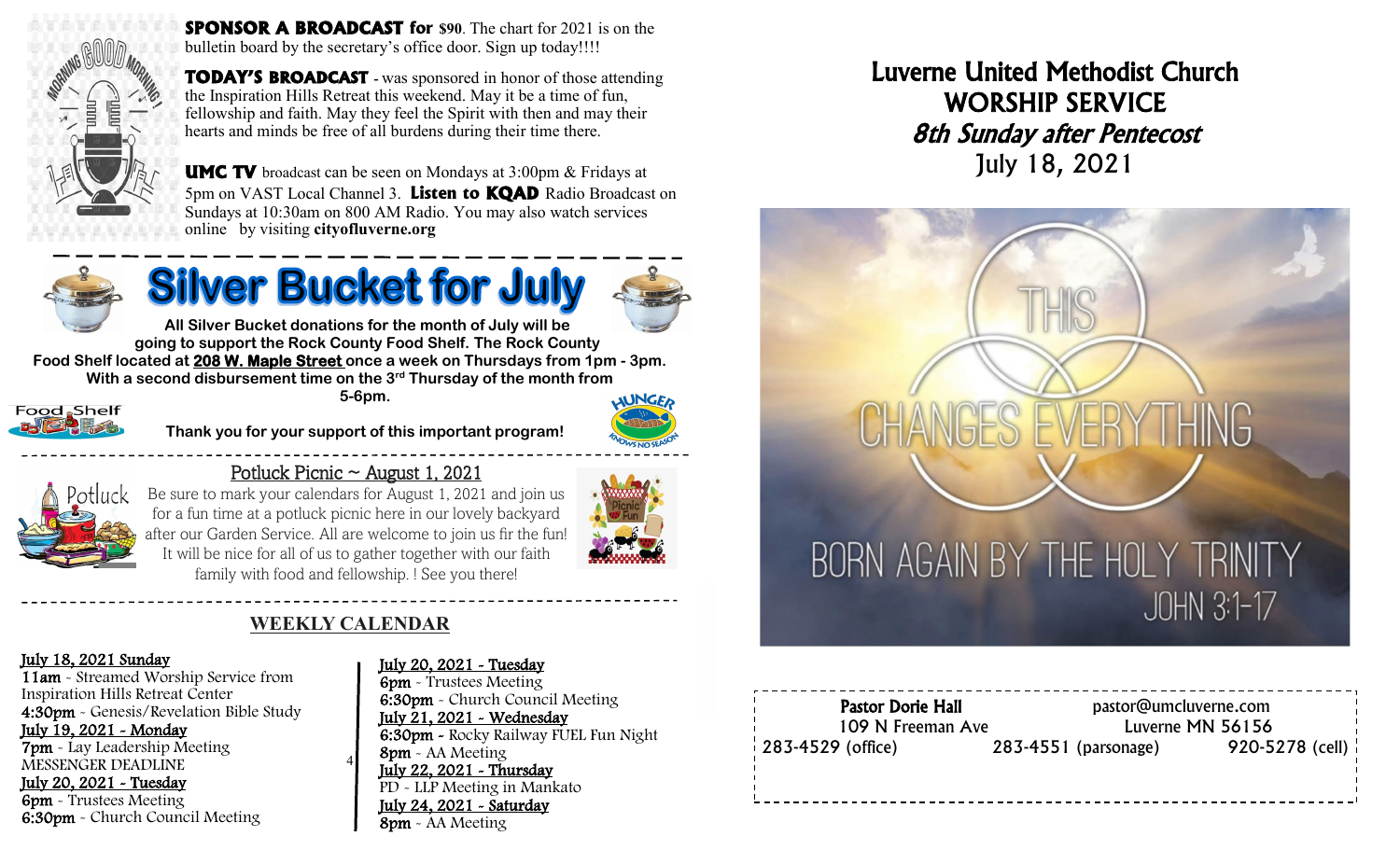**SPONSOR A BROADCAST for $90**. The chart for 2021 is on the bulletin board by the secretary's office door. Sign up today!!!!

**TODAY'S BROADCAST** - was sponsored in honor of those attending the Inspiration Hills Retreat this weekend. May it be a time of fun, fellowship and faith. May they feel the Spirit with then and may their hearts and minds be free of all burdens during their time there.

**UMC TV** broadcast can be seen on Mondays at 3:00pm & Fridays at 5pm on VAST Local Channel 3. **Listen to KQAD** Radio Broadcast on Sundays at 10:30am on 800 AM Radio. You may also watch services online by visiting **cityofluverne.org**

## Silver Bucket for July

**All Silver Bucket donations for the month of July will be going to support the Rock County Food Shelf. The Rock County Food Shelf located at 208 W. Maple Street once a week on Thursdays from 1pm - 3pm. With a second disbursement time on the 3rd Thursday of the month from 5-6pm.**

**Thank you for your support of this important program!**

## Potluck Picnic ~ August 1, 2021

Be sure to mark your calendars for August 1, 2021 and join us for a fun time at a potluck picnic here in our lovely backyard after our Garden Service. All are welcome to join us fir the fun! It will be nice for all of us to gather together with our faith family with food and fellowship. ! See you there!

## WEEKLY CALENDAR

**July 18, 2021 Sunday**
**11am** - Streamed Worship Service from Inspiration Hills Retreat Center
**4:30pm** - Genesis/Revelation Bible Study

**July 19, 2021 - Monday**
**7pm** - Lay Leadership Meeting
MESSENGER DEADLINE

**July 20, 2021 - Tuesday**
**6pm** - Trustees Meeting
**6:30pm** - Church Council Meeting

**July 20, 2021 - Tuesday**
**6pm** - Trustees Meeting
**6:30pm** - Church Council Meeting

**July 21, 2021 - Wednesday**
**6:30pm** - Rocky Railway FUEL Fun Night
**8pm** - AA Meeting

**July 22, 2021 - Thursday**
PD - LLP Meeting in Mankato

**July 24, 2021 - Saturday**
**8pm** - AA Meeting

# Luverne United Methodist Church
# WORSHIP SERVICE
## *8th Sunday after Pentecost*
July 18, 2021

THIS CHANGES EVERYTHING
BORN AGAIN BY THE HOLY TRINITY
JOHN 3:1-17

**Pastor Dorie Hall** pastor@umcluverne.com
109 N Freeman Ave Luverne MN 56156
283-4529 (office) 283-4551 (parsonage) 920-5278 (cell)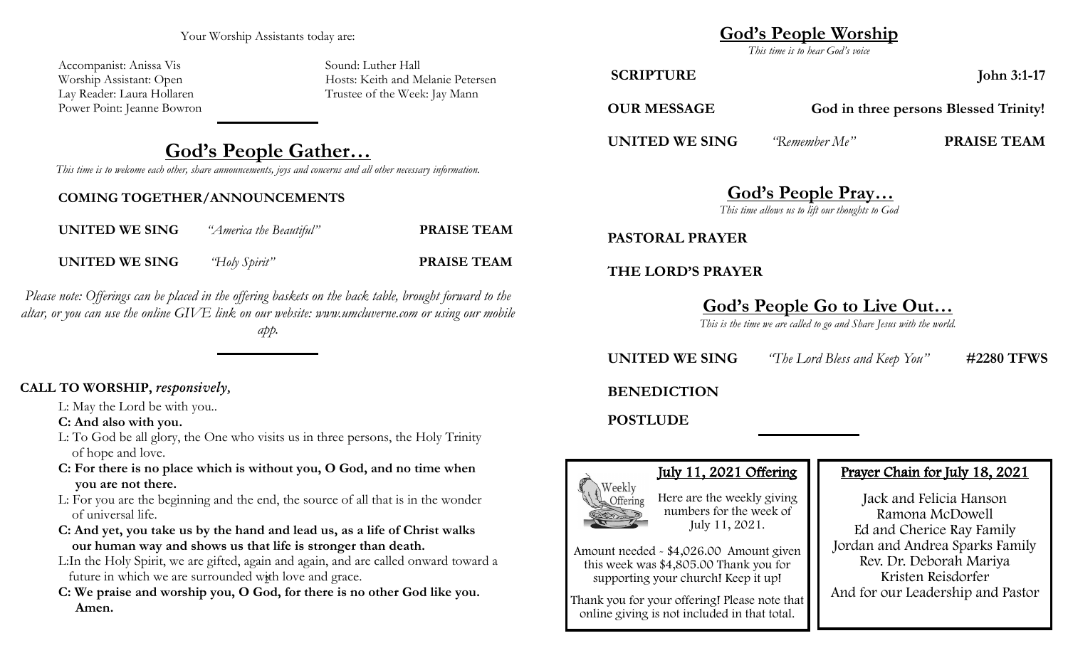Your Worship Assistants today are:

Accompanist: Anissa Vis
Worship Assistant: Open
Lay Reader: Laura Hollaren
Power Point: Jeanne Bowron

Sound: Luther Hall
Hosts: Keith and Melanie Petersen
Trustee of the Week: Jay Mann

## God's People Gather…

*This time is to welcome each other, share announcements, joys and concerns and all other necessary information.*

**COMING TOGETHER/ANNOUNCEMENTS**

**UNITED WE SING** *"America the Beautiful"* **PRAISE TEAM**

**UNITED WE SING** *"Holy Spirit"* **PRAISE TEAM**

*Please note: Offerings can be placed in the offering baskets on the back table, brought forward to the altar, or you can use the online GIVE link on our website: www.umcluverne.com or using our mobile app.*

**CALL TO WORSHIP,** ***responsively,***

L: May the Lord be with you..
**C: And also with you.**
L: To God be all glory, the One who visits us in three persons, the Holy Trinity of hope and love.
**C: For there is no place which is without you, O God, and no time when you are not there.**
L: For you are the beginning and the end, the source of all that is in the wonder of universal life.
**C: And yet, you take us by the hand and lead us, as a life of Christ walks our human way and shows us that life is stronger than death.**
L:In the Holy Spirit, we are gifted, again and again, and are called onward toward a future in which we are surrounded with love and grace.
**C: We praise and worship you, O God, for there is no other God like you. Amen.**

## God's People Worship

*This time is to hear God's voice*

**SCRIPTURE** **John 3:1-17**

**OUR MESSAGE** **God in three persons Blessed Trinity!**

**UNITED WE SING** *"Remember Me"* **PRAISE TEAM**

## God's People Pray…

*This time allows us to lift our thoughts to God*

**PASTORAL PRAYER**

**THE LORD'S PRAYER**

## God's People Go to Live Out…

*This is the time we are called to go and Share Jesus with the world.*

**UNITED WE SING** *"The Lord Bless and Keep You"* **#2280 TFWS**

**BENEDICTION**

**POSTLUDE**

### July 11, 2021 Offering

Weekly Offering

Here are the weekly giving numbers for the week of July 11, 2021.

Amount needed - $4,026.00 Amount given this week was $4,805.00 Thank you for supporting your church! Keep it up!

Thank you for your offering! Please note that online giving is not included in that total.

### Prayer Chain for July 18, 2021

Jack and Felicia Hanson
Ramona McDowell
Ed and Cherice Ray Family
Jordan and Andrea Sparks Family
Rev. Dr. Deborah Mariya
Kristen Reisdorfer
And for our Leadership and Pastor